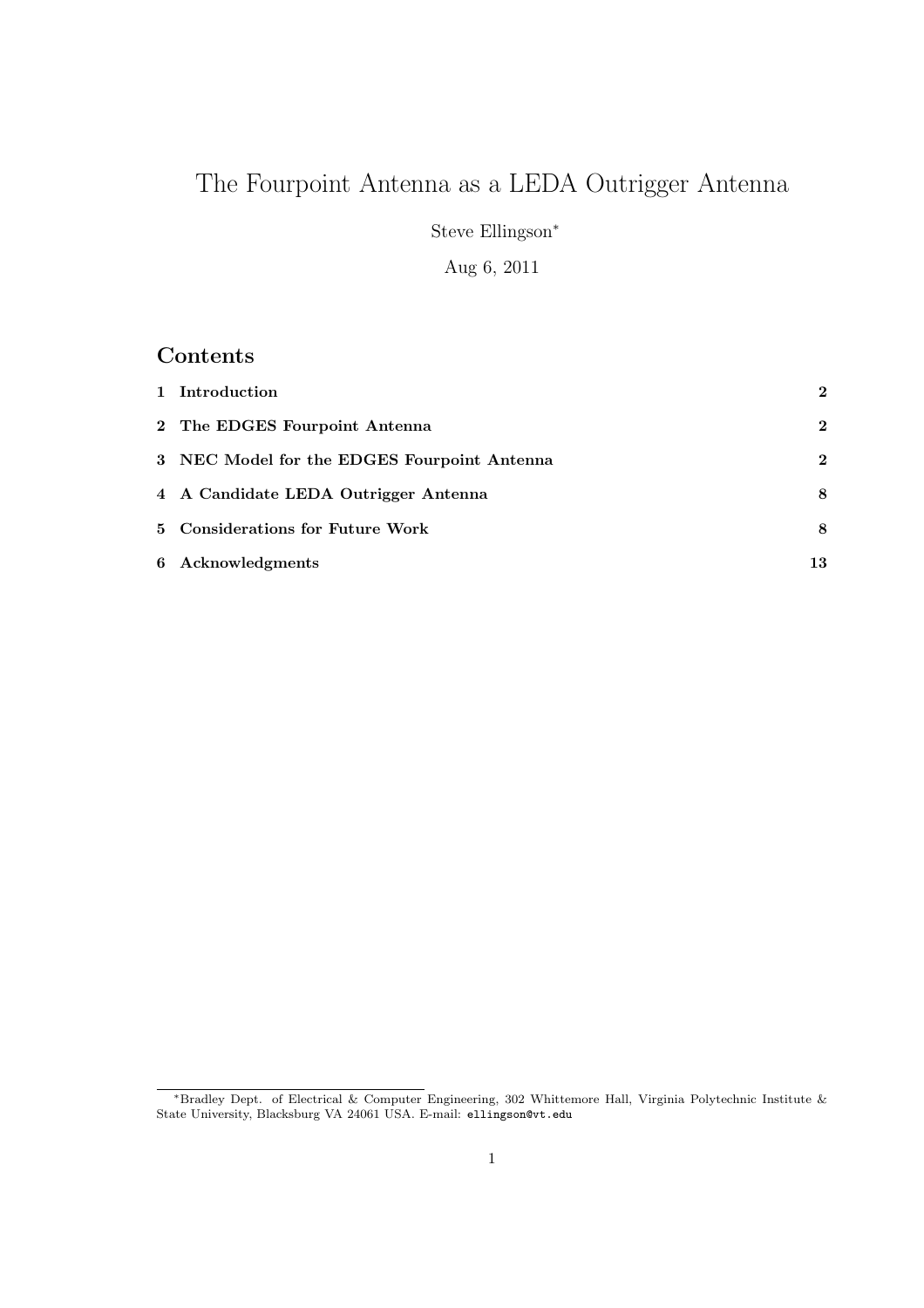# The Fourpoint Antenna as a LEDA Outrigger Antenna

Steve Ellingson[*]

Aug 6, 2011

## Contents

| | | |
|---|---|---|
| 1 | Introduction | 2 |
| 2 | The EDGES Fourpoint Antenna | 2 |
| 3 | NEC Model for the EDGES Fourpoint Antenna | 2 |
| 4 | A Candidate LEDA Outrigger Antenna | 8 |
| 5 | Considerations for Future Work | 8 |
| 6 | Acknowledgments | 13 |

[*]Bradley Dept. of Electrical & Computer Engineering, 302 Whittemore Hall, Virginia Polytechnic Institute & State University, Blacksburg VA 24061 USA. E-mail: ellingson@vt.edu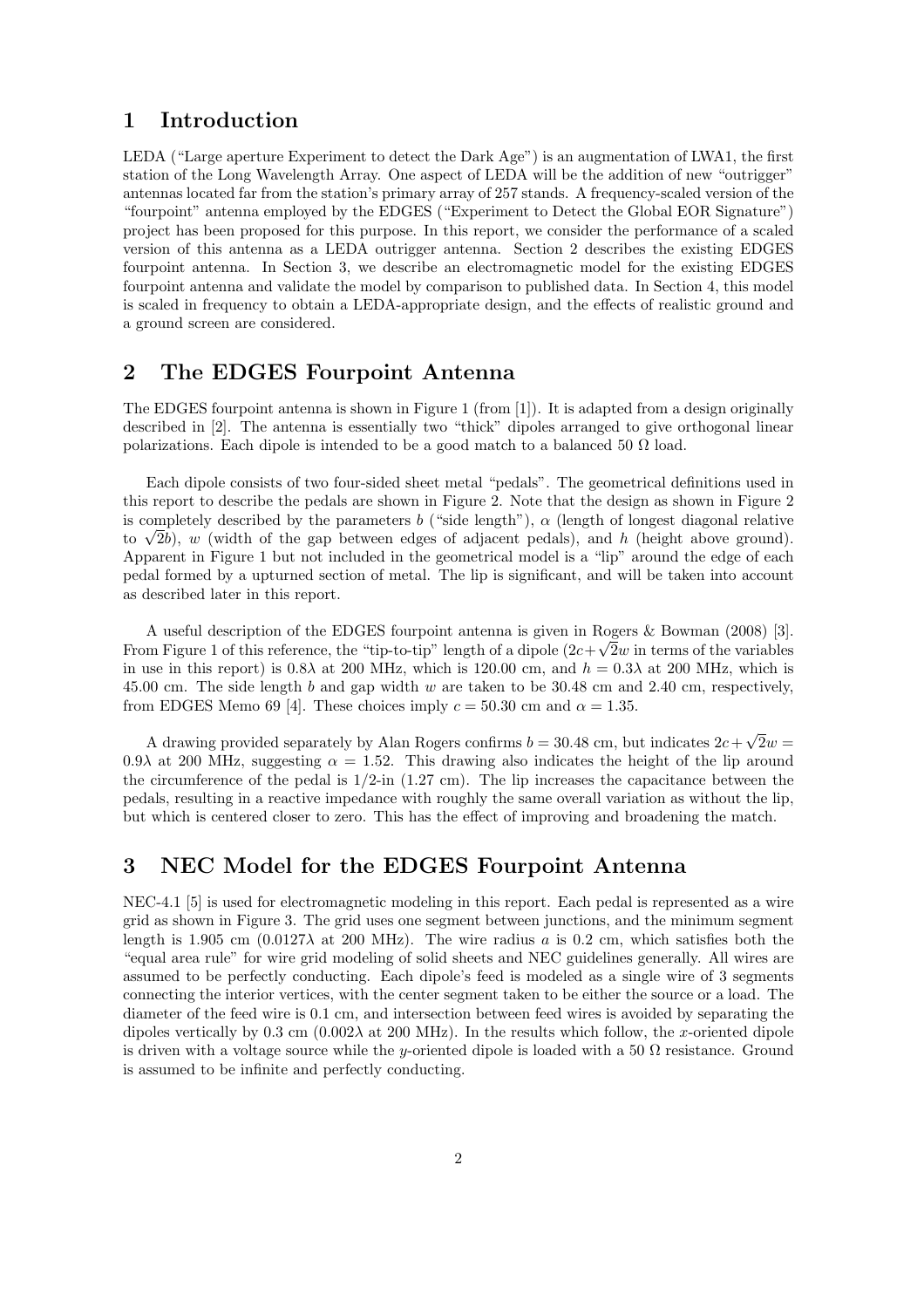## 1 Introduction

LEDA ("Large aperture Experiment to detect the Dark Age") is an augmentation of LWA1, the first station of the Long Wavelength Array. One aspect of LEDA will be the addition of new "outrigger" antennas located far from the station's primary array of 257 stands. A frequency-scaled version of the "fourpoint" antenna employed by the EDGES ("Experiment to Detect the Global EOR Signature") project has been proposed for this purpose. In this report, we consider the performance of a scaled version of this antenna as a LEDA outrigger antenna. Section 2 describes the existing EDGES fourpoint antenna. In Section 3, we describe an electromagnetic model for the existing EDGES fourpoint antenna and validate the model by comparison to published data. In Section 4, this model is scaled in frequency to obtain a LEDA-appropriate design, and the effects of realistic ground and a ground screen are considered.

## 2 The EDGES Fourpoint Antenna

The EDGES fourpoint antenna is shown in Figure 1 (from [1]). It is adapted from a design originally described in [2]. The antenna is essentially two "thick" dipoles arranged to give orthogonal linear polarizations. Each dipole is intended to be a good match to a balanced 50 Ω load.

Each dipole consists of two four-sided sheet metal "pedals". The geometrical definitions used in this report to describe the pedals are shown in Figure 2. Note that the design as shown in Figure 2 is completely described by the parameters $b$ ("side length"), $\alpha$ (length of longest diagonal relative to $\sqrt{2}b$), $w$ (width of the gap between edges of adjacent pedals), and $h$ (height above ground). Apparent in Figure 1 but not included in the geometrical model is a "lip" around the edge of each pedal formed by a upturned section of metal. The lip is significant, and will be taken into account as described later in this report.

A useful description of the EDGES fourpoint antenna is given in Rogers & Bowman (2008) [3]. From Figure 1 of this reference, the "tip-to-tip" length of a dipole ($2c+\sqrt{2}w$ in terms of the variables in use in this report) is $0.8\lambda$ at 200 MHz, which is 120.00 cm, and $h = 0.3\lambda$ at 200 MHz, which is 45.00 cm. The side length $b$ and gap width $w$ are taken to be 30.48 cm and 2.40 cm, respectively, from EDGES Memo 69 [4]. These choices imply $c = 50.30$ cm and $\alpha = 1.35$.

A drawing provided separately by Alan Rogers confirms $b = 30.48$ cm, but indicates $2c + \sqrt{2}w = 0.9\lambda$ at 200 MHz, suggesting $\alpha = 1.52$. This drawing also indicates the height of the lip around the circumference of the pedal is 1/2-in (1.27 cm). The lip increases the capacitance between the pedals, resulting in a reactive impedance with roughly the same overall variation as without the lip, but which is centered closer to zero. This has the effect of improving and broadening the match.

## 3 NEC Model for the EDGES Fourpoint Antenna

NEC-4.1 [5] is used for electromagnetic modeling in this report. Each pedal is represented as a wire grid as shown in Figure 3. The grid uses one segment between junctions, and the minimum segment length is 1.905 cm ($0.0127\lambda$ at 200 MHz). The wire radius $a$ is 0.2 cm, which satisfies both the "equal area rule" for wire grid modeling of solid sheets and NEC guidelines generally. All wires are assumed to be perfectly conducting. Each dipole's feed is modeled as a single wire of 3 segments connecting the interior vertices, with the center segment taken to be either the source or a load. The diameter of the feed wire is 0.1 cm, and intersection between feed wires is avoided by separating the dipoles vertically by 0.3 cm ($0.002\lambda$ at 200 MHz). In the results which follow, the $x$-oriented dipole is driven with a voltage source while the $y$-oriented dipole is loaded with a 50 Ω resistance. Ground is assumed to be infinite and perfectly conducting.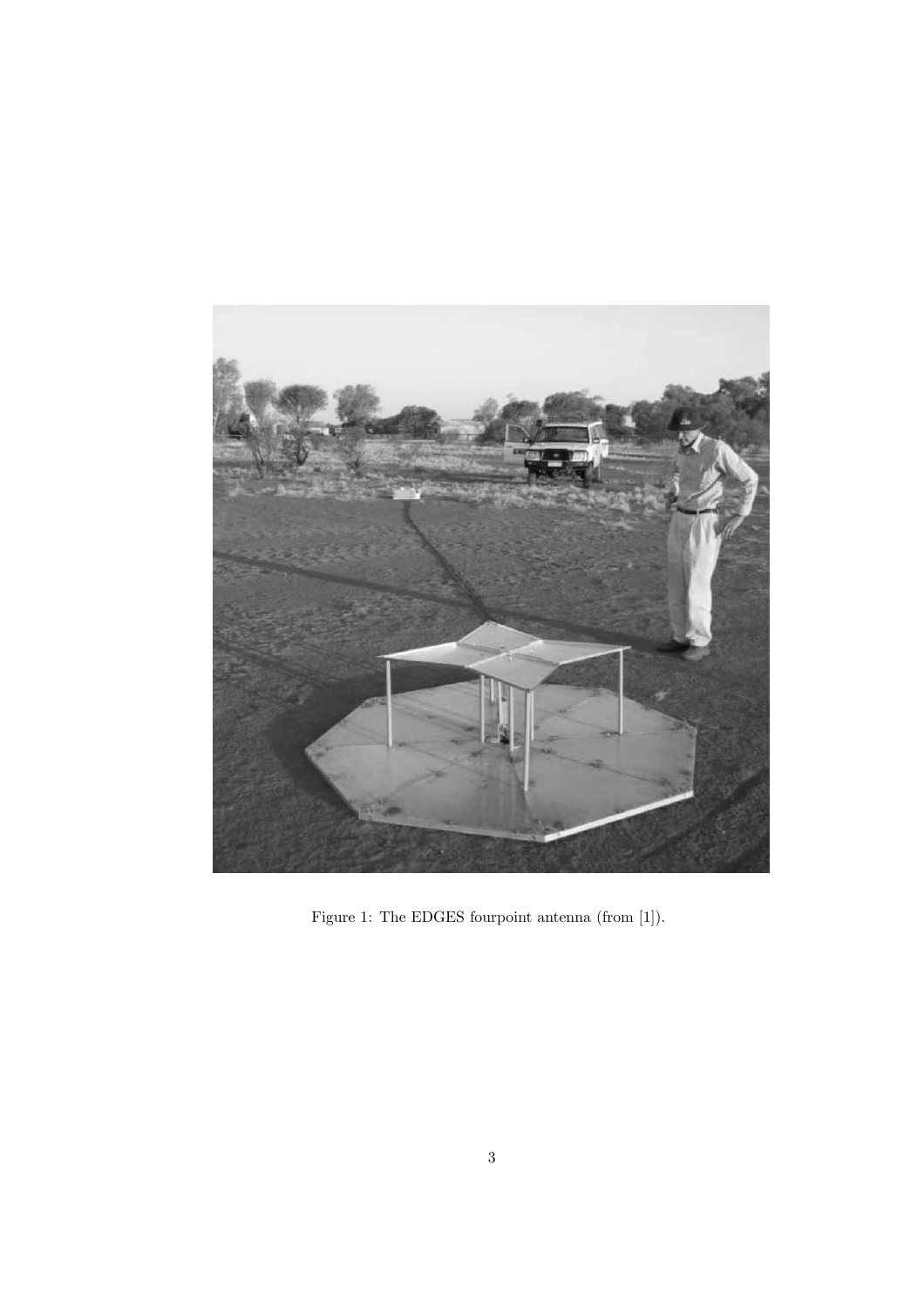Figure 1: The EDGES fourpoint antenna (from [1]).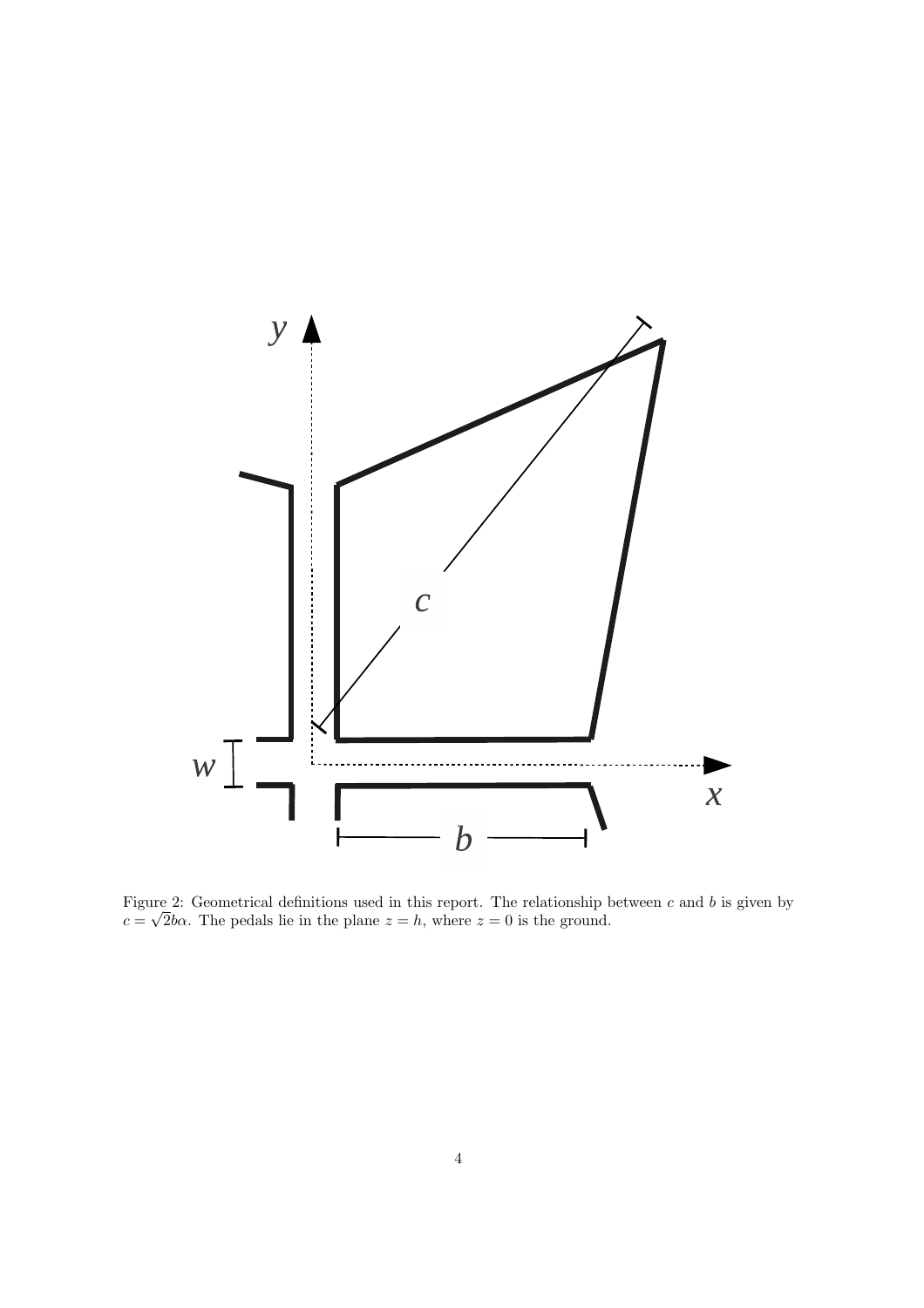Figure 2: Geometrical definitions used in this report. The relationship between $c$ and $b$ is given by $c = \sqrt{2}b\alpha$. The pedals lie in the plane $z = h$, where $z = 0$ is the ground.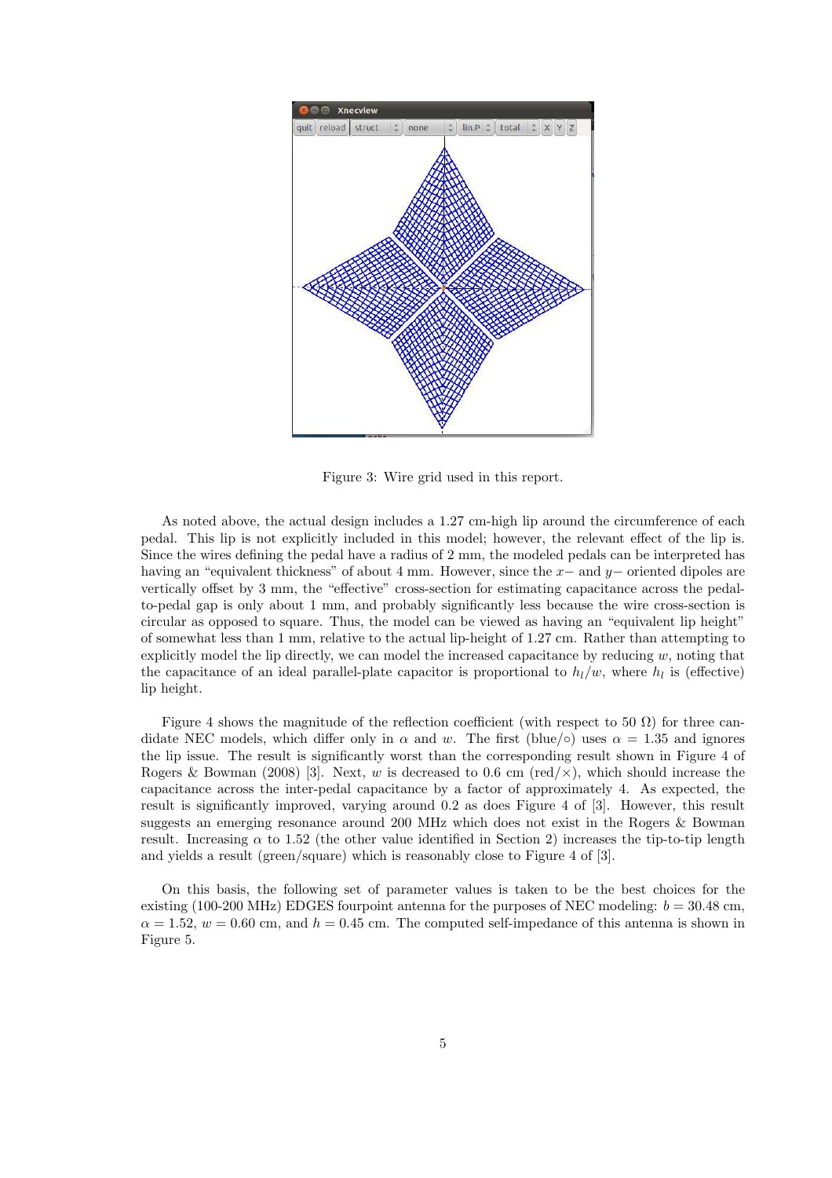Figure 3: Wire grid used in this report.

As noted above, the actual design includes a 1.27 cm-high lip around the circumference of each pedal. This lip is not explicitly included in this model; however, the relevant effect of the lip is. Since the wires defining the pedal have a radius of 2 mm, the modeled pedals can be interpreted has having an "equivalent thickness" of about 4 mm. However, since the $x-$ and $y-$ oriented dipoles are vertically offset by 3 mm, the "effective" cross-section for estimating capacitance across the pedal-to-pedal gap is only about 1 mm, and probably significantly less because the wire cross-section is circular as opposed to square. Thus, the model can be viewed as having an "equivalent lip height" of somewhat less than 1 mm, relative to the actual lip-height of 1.27 cm. Rather than attempting to explicitly model the lip directly, we can model the increased capacitance by reducing $w$, noting that the capacitance of an ideal parallel-plate capacitor is proportional to $h_l/w$, where $h_l$ is (effective) lip height.

Figure 4 shows the magnitude of the reflection coefficient (with respect to 50 Ω) for three candidate NEC models, which differ only in $\alpha$ and $w$. The first (blue/○) uses $\alpha = 1.35$ and ignores the lip issue. The result is significantly worst than the corresponding result shown in Figure 4 of Rogers & Bowman (2008) [3]. Next, $w$ is decreased to 0.6 cm (red/×), which should increase the capacitance across the inter-pedal capacitance by a factor of approximately 4. As expected, the result is significantly improved, varying around 0.2 as does Figure 4 of [3]. However, this result suggests an emerging resonance around 200 MHz which does not exist in the Rogers & Bowman result. Increasing $\alpha$ to 1.52 (the other value identified in Section 2) increases the tip-to-tip length and yields a result (green/square) which is reasonably close to Figure 4 of [3].

On this basis, the following set of parameter values is taken to be the best choices for the existing (100-200 MHz) EDGES fourpoint antenna for the purposes of NEC modeling: $b = 30.48$ cm, $\alpha = 1.52$, $w = 0.60$ cm, and $h = 0.45$ cm. The computed self-impedance of this antenna is shown in Figure 5.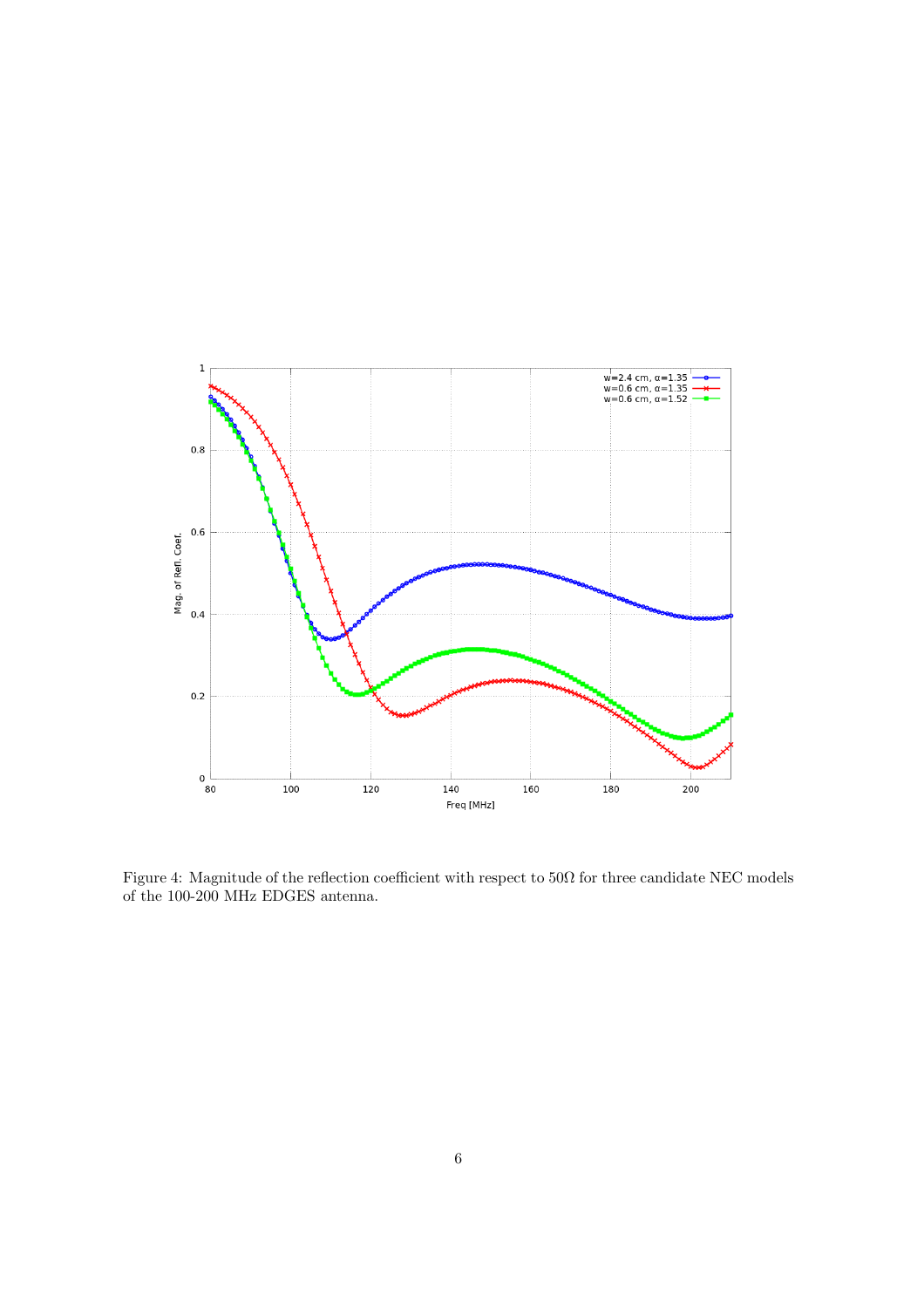Figure 4: Magnitude of the reflection coefficient with respect to $50\Omega$ for three candidate NEC models of the 100-200 MHz EDGES antenna.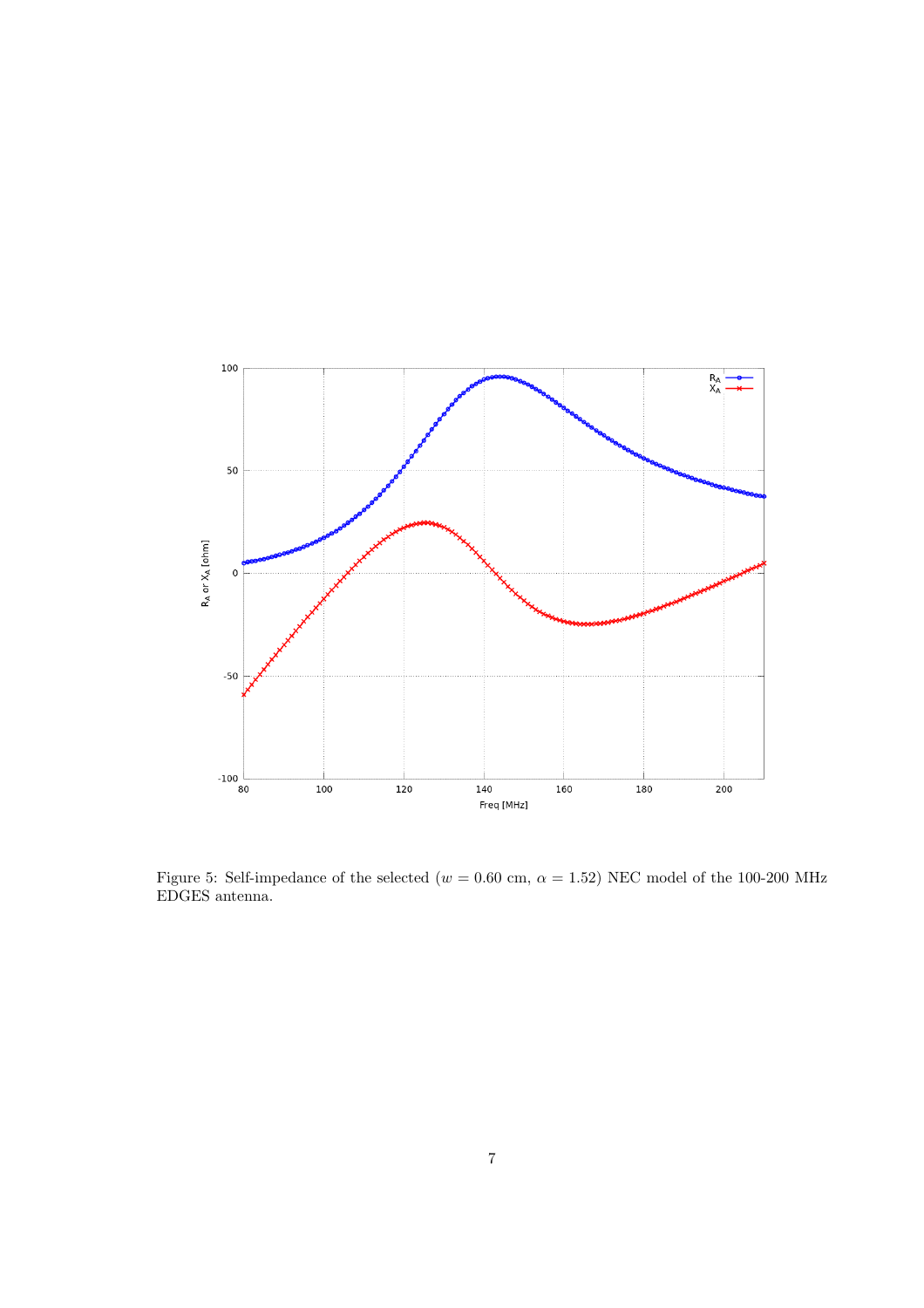Figure 5: Self-impedance of the selected ($w = 0.60$ cm, $\alpha = 1.52$) NEC model of the 100-200 MHz EDGES antenna.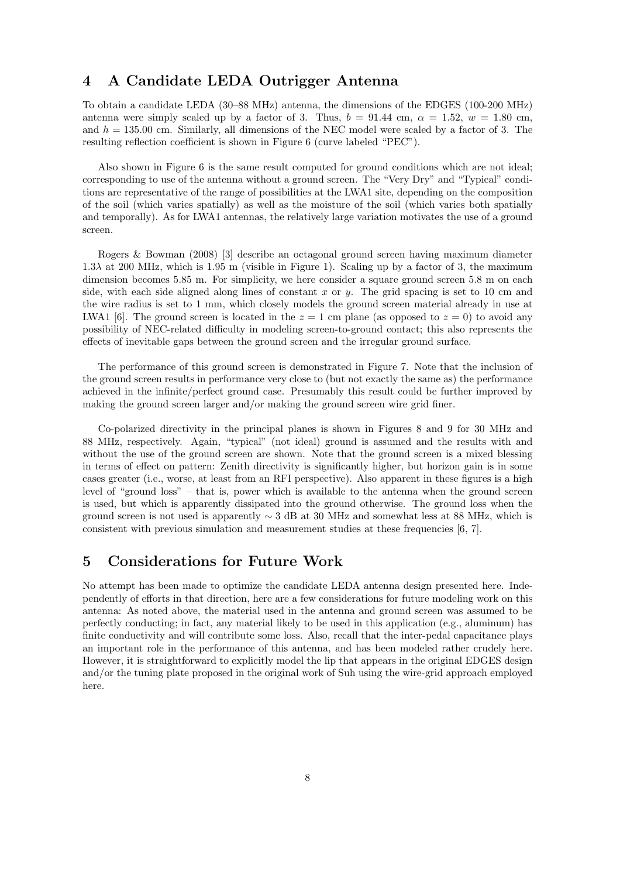## 4 A Candidate LEDA Outrigger Antenna

To obtain a candidate LEDA (30–88 MHz) antenna, the dimensions of the EDGES (100-200 MHz) antenna were simply scaled up by a factor of 3. Thus, $b = 91.44$ cm, $\alpha = 1.52$, $w = 1.80$ cm, and $h = 135.00$ cm. Similarly, all dimensions of the NEC model were scaled by a factor of 3. The resulting reflection coefficient is shown in Figure 6 (curve labeled "PEC").

Also shown in Figure 6 is the same result computed for ground conditions which are not ideal; corresponding to use of the antenna without a ground screen. The "Very Dry" and "Typical" conditions are representative of the range of possibilities at the LWA1 site, depending on the composition of the soil (which varies spatially) as well as the moisture of the soil (which varies both spatially and temporally). As for LWA1 antennas, the relatively large variation motivates the use of a ground screen.

Rogers & Bowman (2008) [3] describe an octagonal ground screen having maximum diameter $1.3\lambda$ at 200 MHz, which is 1.95 m (visible in Figure 1). Scaling up by a factor of 3, the maximum dimension becomes 5.85 m. For simplicity, we here consider a square ground screen 5.8 m on each side, with each side aligned along lines of constant $x$ or $y$. The grid spacing is set to 10 cm and the wire radius is set to 1 mm, which closely models the ground screen material already in use at LWA1 [6]. The ground screen is located in the $z = 1$ cm plane (as opposed to $z = 0$) to avoid any possibility of NEC-related difficulty in modeling screen-to-ground contact; this also represents the effects of inevitable gaps between the ground screen and the irregular ground surface.

The performance of this ground screen is demonstrated in Figure 7. Note that the inclusion of the ground screen results in performance very close to (but not exactly the same as) the performance achieved in the infinite/perfect ground case. Presumably this result could be further improved by making the ground screen larger and/or making the ground screen wire grid finer.

Co-polarized directivity in the principal planes is shown in Figures 8 and 9 for 30 MHz and 88 MHz, respectively. Again, "typical" (not ideal) ground is assumed and the results with and without the use of the ground screen are shown. Note that the ground screen is a mixed blessing in terms of effect on pattern: Zenith directivity is significantly higher, but horizon gain is in some cases greater (i.e., worse, at least from an RFI perspective). Also apparent in these figures is a high level of "ground loss" – that is, power which is available to the antenna when the ground screen is used, but which is apparently dissipated into the ground otherwise. The ground loss when the ground screen is not used is apparently $\sim 3$ dB at 30 MHz and somewhat less at 88 MHz, which is consistent with previous simulation and measurement studies at these frequencies [6, 7].

## 5 Considerations for Future Work

No attempt has been made to optimize the candidate LEDA antenna design presented here. Independently of efforts in that direction, here are a few considerations for future modeling work on this antenna: As noted above, the material used in the antenna and ground screen was assumed to be perfectly conducting; in fact, any material likely to be used in this application (e.g., aluminum) has finite conductivity and will contribute some loss. Also, recall that the inter-pedal capacitance plays an important role in the performance of this antenna, and has been modeled rather crudely here. However, it is straightforward to explicitly model the lip that appears in the original EDGES design and/or the tuning plate proposed in the original work of Suh using the wire-grid approach employed here.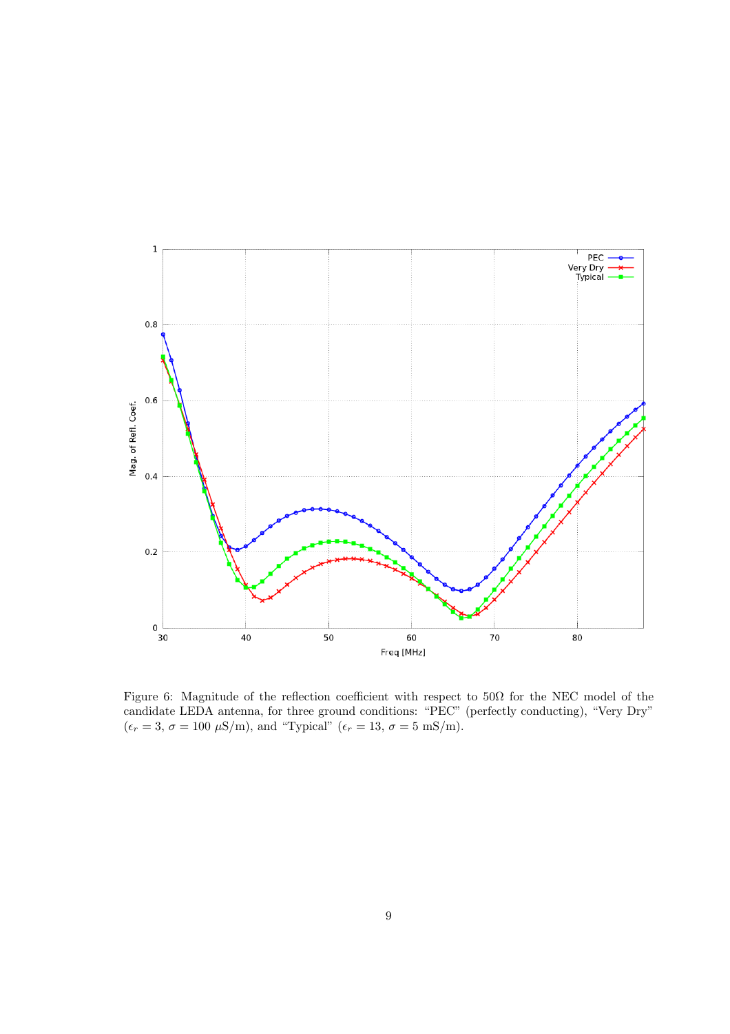Figure 6: Magnitude of the reflection coefficient with respect to 50Ω for the NEC model of the candidate LEDA antenna, for three ground conditions: "PEC" (perfectly conducting), "Very Dry" ($\epsilon_r = 3$, $\sigma = 100$ $\mu$S/m), and "Typical" ($\epsilon_r = 13$, $\sigma = 5$ mS/m).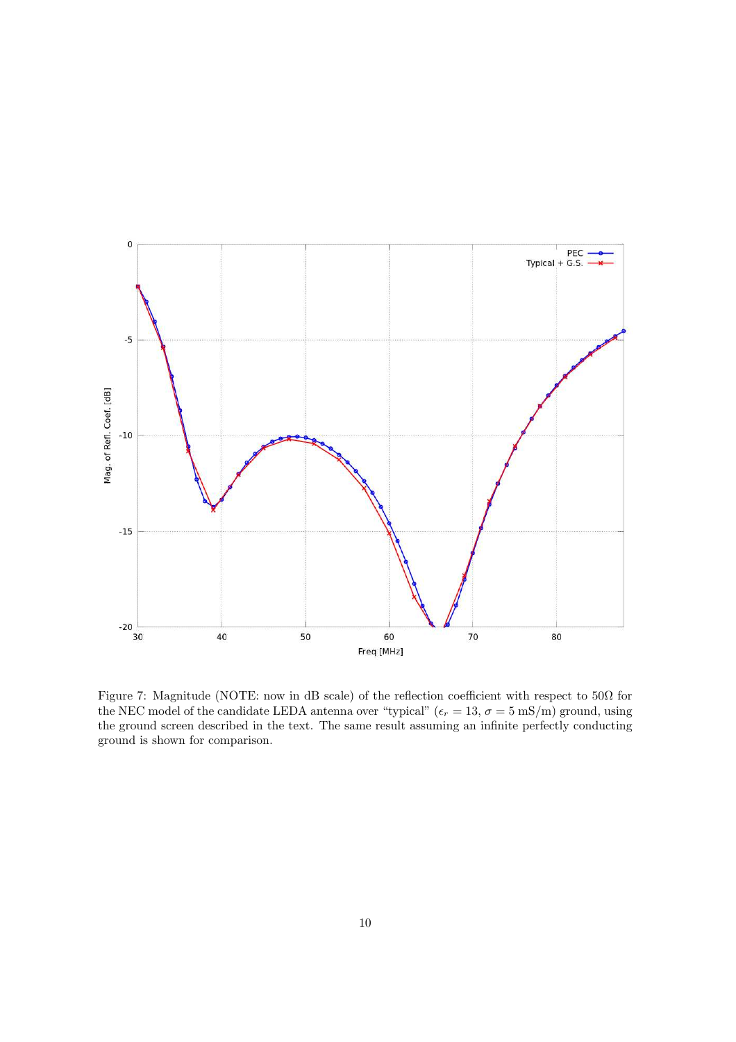Figure 7: Magnitude (NOTE: now in dB scale) of the reflection coefficient with respect to 50Ω for the NEC model of the candidate LEDA antenna over "typical" ($\epsilon_r = 13$, $\sigma = 5$ mS/m) ground, using the ground screen described in the text. The same result assuming an infinite perfectly conducting ground is shown for comparison.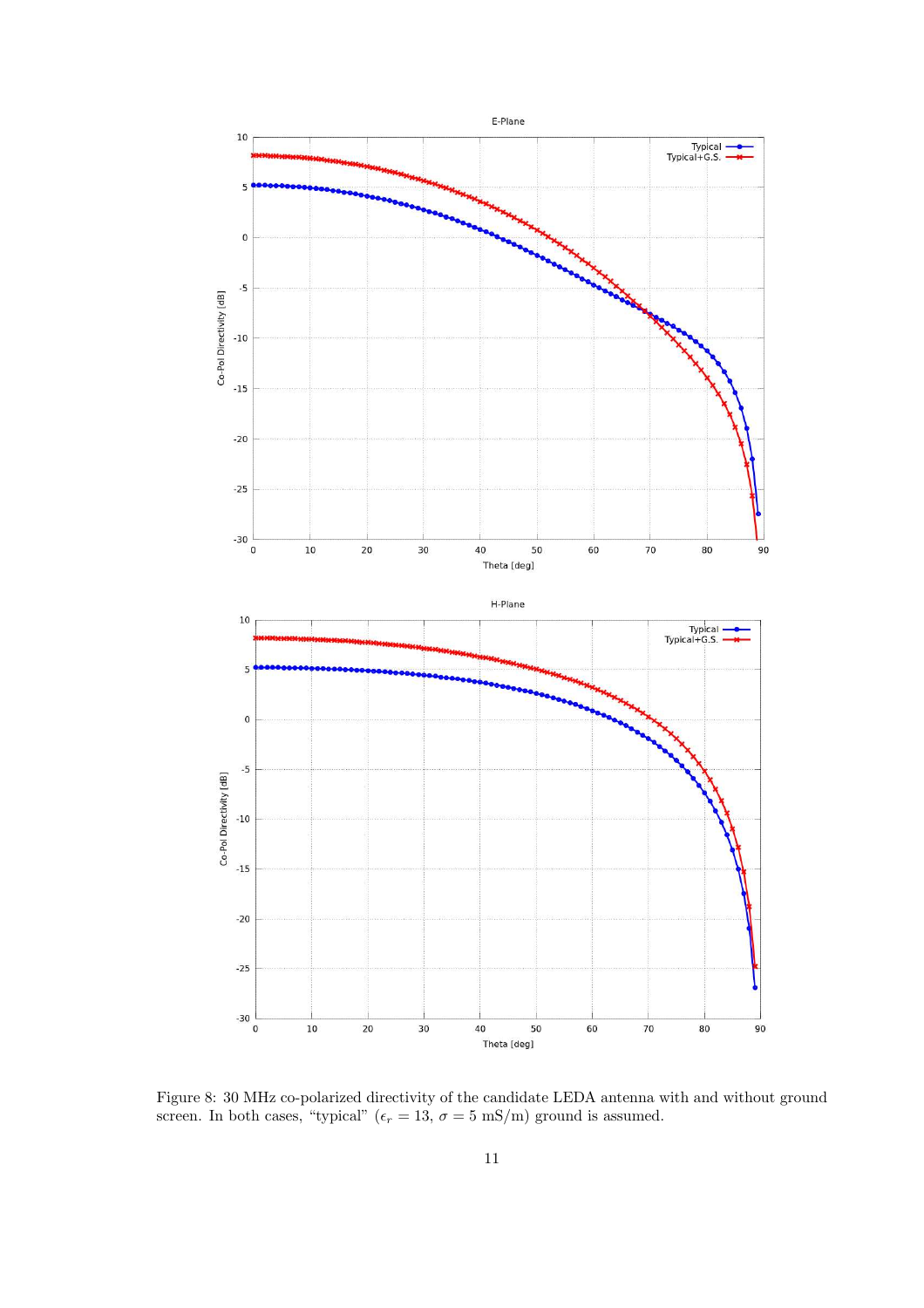Figure 8: 30 MHz co-polarized directivity of the candidate LEDA antenna with and without ground screen. In both cases, "typical" ($\epsilon_r = 13$, $\sigma = 5$ mS/m) ground is assumed.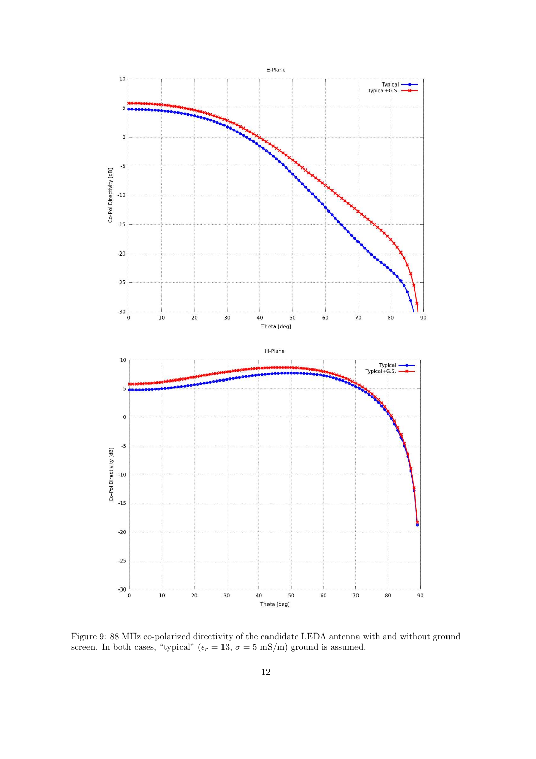Figure 9: 88 MHz co-polarized directivity of the candidate LEDA antenna with and without ground screen. In both cases, "typical" ($\epsilon_r = 13$, $\sigma = 5$ mS/m) ground is assumed.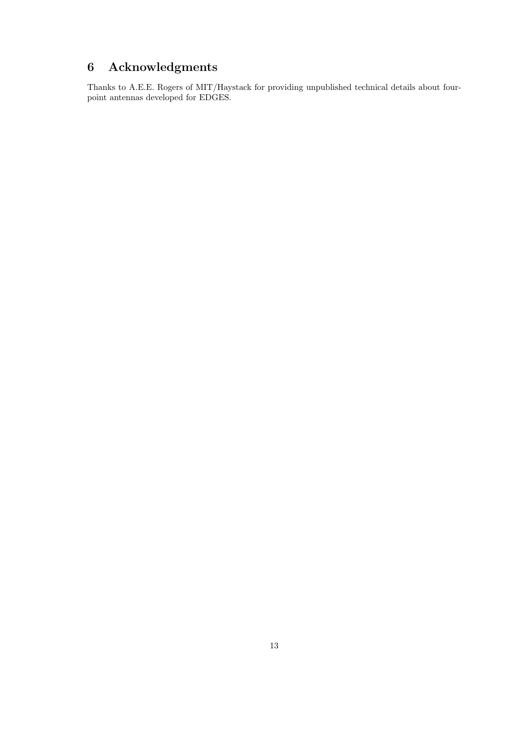# 6 Acknowledgments

Thanks to A.E.E. Rogers of MIT/Haystack for providing unpublished technical details about four-point antennas developed for EDGES.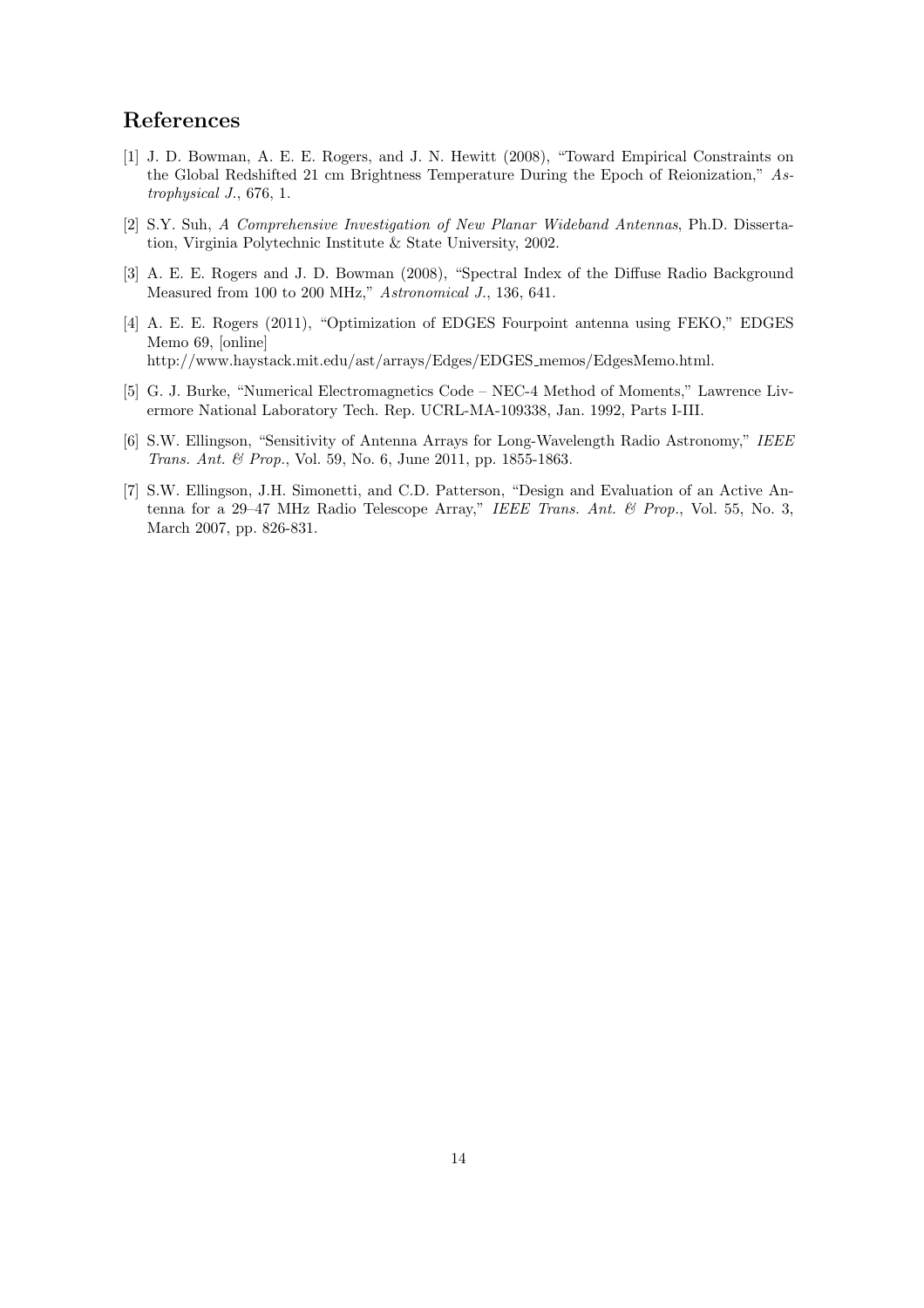## References

[1] J. D. Bowman, A. E. E. Rogers, and J. N. Hewitt (2008), "Toward Empirical Constraints on the Global Redshifted 21 cm Brightness Temperature During the Epoch of Reionization," *Astrophysical J.*, 676, 1.

[2] S.Y. Suh, *A Comprehensive Investigation of New Planar Wideband Antennas*, Ph.D. Dissertation, Virginia Polytechnic Institute & State University, 2002.

[3] A. E. E. Rogers and J. D. Bowman (2008), "Spectral Index of the Diffuse Radio Background Measured from 100 to 200 MHz," *Astronomical J.*, 136, 641.

[4] A. E. E. Rogers (2011), "Optimization of EDGES Fourpoint antenna using FEKO," EDGES Memo 69, [online] http://www.haystack.mit.edu/ast/arrays/Edges/EDGES_memos/EdgesMemo.html.

[5] G. J. Burke, "Numerical Electromagnetics Code – NEC-4 Method of Moments," Lawrence Livermore National Laboratory Tech. Rep. UCRL-MA-109338, Jan. 1992, Parts I-III.

[6] S.W. Ellingson, "Sensitivity of Antenna Arrays for Long-Wavelength Radio Astronomy," *IEEE Trans. Ant. & Prop.*, Vol. 59, No. 6, June 2011, pp. 1855-1863.

[7] S.W. Ellingson, J.H. Simonetti, and C.D. Patterson, "Design and Evaluation of an Active Antenna for a 29–47 MHz Radio Telescope Array," *IEEE Trans. Ant. & Prop.*, Vol. 55, No. 3, March 2007, pp. 826-831.